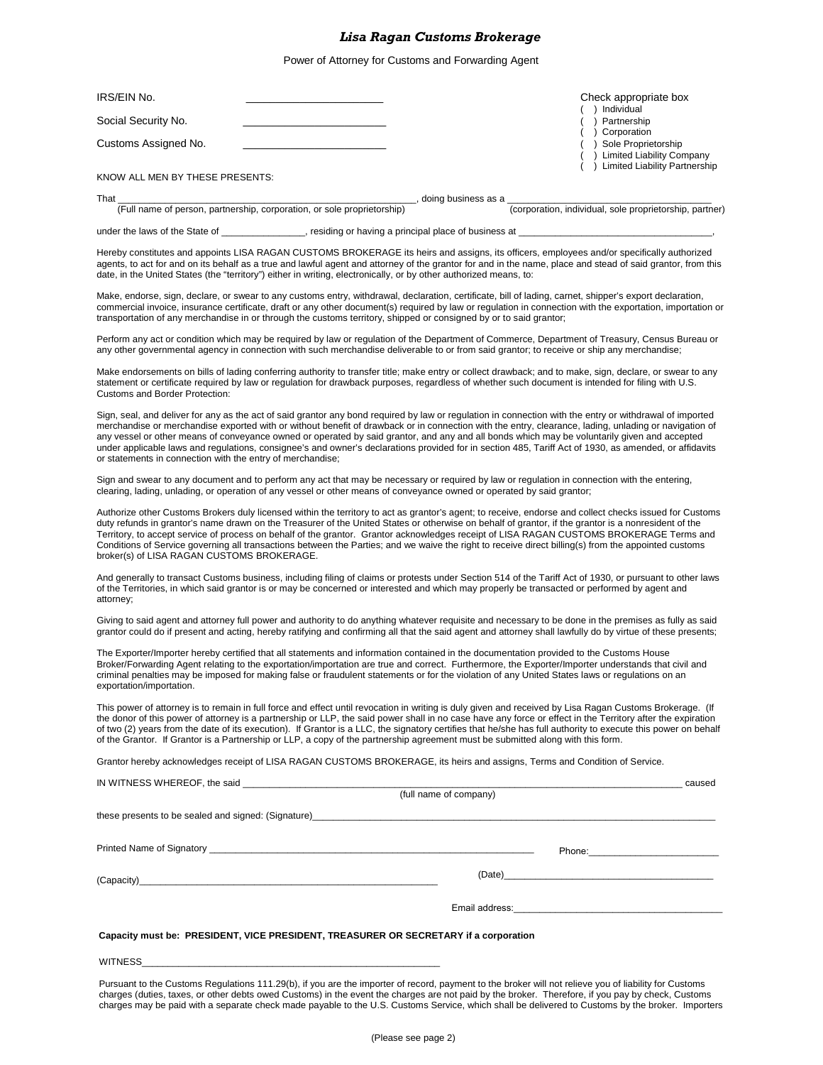## *Lisa Ragan Customs Brokerage*

Power of Attorney for Customs and Forwarding Agent

IRS/EIN No. ______________________

Social Security No. ______________________

Customs Assigned No. ______________________

Check appropriate box
( ) Individual
( ) Partnership
( ) Corporation
( ) Sole Proprietorship
( ) Limited Liability Company
( ) Limited Liability Partnership

KNOW ALL MEN BY THESE PRESENTS:

That ________________________________________________, doing business as a ________________________________
(Full name of person, partnership, corporation, or sole proprietorship) (corporation, individual, sole proprietorship, partner)

under the laws of the State of _______________, residing or having a principal place of business at ________________________________,

Hereby constitutes and appoints LISA RAGAN CUSTOMS BROKERAGE its heirs and assigns, its officers, employees and/or specifically authorized agents, to act for and on its behalf as a true and lawful agent and attorney of the grantor for and in the name, place and stead of said grantor, from this date, in the United States (the "territory") either in writing, electronically, or by other authorized means, to:

Make, endorse, sign, declare, or swear to any customs entry, withdrawal, declaration, certificate, bill of lading, carnet, shipper's export declaration, commercial invoice, insurance certificate, draft or any other document(s) required by law or regulation in connection with the exportation, importation or transportation of any merchandise in or through the customs territory, shipped or consigned by or to said grantor;

Perform any act or condition which may be required by law or regulation of the Department of Commerce, Department of Treasury, Census Bureau or any other governmental agency in connection with such merchandise deliverable to or from said grantor; to receive or ship any merchandise;

Make endorsements on bills of lading conferring authority to transfer title; make entry or collect drawback; and to make, sign, declare, or swear to any statement or certificate required by law or regulation for drawback purposes, regardless of whether such document is intended for filing with U.S. Customs and Border Protection:

Sign, seal, and deliver for any as the act of said grantor any bond required by law or regulation in connection with the entry or withdrawal of imported merchandise or merchandise exported with or without benefit of drawback or in connection with the entry, clearance, lading, unlading or navigation of any vessel or other means of conveyance owned or operated by said grantor, and any and all bonds which may be voluntarily given and accepted under applicable laws and regulations, consignee's and owner's declarations provided for in section 485, Tariff Act of 1930, as amended, or affidavits or statements in connection with the entry of merchandise;

Sign and swear to any document and to perform any act that may be necessary or required by law or regulation in connection with the entering, clearing, lading, unlading, or operation of any vessel or other means of conveyance owned or operated by said grantor;

Authorize other Customs Brokers duly licensed within the territory to act as grantor's agent; to receive, endorse and collect checks issued for Customs duty refunds in grantor's name drawn on the Treasurer of the United States or otherwise on behalf of grantor, if the grantor is a nonresident of the Territory, to accept service of process on behalf of the grantor. Grantor acknowledges receipt of LISA RAGAN CUSTOMS BROKERAGE Terms and Conditions of Service governing all transactions between the Parties; and we waive the right to receive direct billing(s) from the appointed customs broker(s) of LISA RAGAN CUSTOMS BROKERAGE.

And generally to transact Customs business, including filing of claims or protests under Section 514 of the Tariff Act of 1930, or pursuant to other laws of the Territories, in which said grantor is or may be concerned or interested and which may properly be transacted or performed by agent and attorney;

Giving to said agent and attorney full power and authority to do anything whatever requisite and necessary to be done in the premises as fully as said grantor could do if present and acting, hereby ratifying and confirming all that the said agent and attorney shall lawfully do by virtue of these presents;

The Exporter/Importer hereby certified that all statements and information contained in the documentation provided to the Customs House Broker/Forwarding Agent relating to the exportation/importation are true and correct. Furthermore, the Exporter/Importer understands that civil and criminal penalties may be imposed for making false or fraudulent statements or for the violation of any United States laws or regulations on an exportation/importation.

This power of attorney is to remain in full force and effect until revocation in writing is duly given and received by Lisa Ragan Customs Brokerage. (If the donor of this power of attorney is a partnership or LLP, the said power shall in no case have any force or effect in the Territory after the expiration of two (2) years from the date of its execution). If Grantor is a LLC, the signatory certifies that he/she has full authority to execute this power on behalf of the Grantor. If Grantor is a Partnership or LLP, a copy of the partnership agreement must be submitted along with this form.

Grantor hereby acknowledges receipt of LISA RAGAN CUSTOMS BROKERAGE, its heirs and assigns, Terms and Condition of Service.

IN WITNESS WHEREOF, the said ________________________________________________ caused
(full name of company)

these presents to be sealed and signed: (Signature)________________________________________________

Printed Name of Signatory ________________________________________ Phone:____________________

(Capacity)________________________________________ (Date)________________________________

Email address:________________________________

**Capacity must be: PRESIDENT, VICE PRESIDENT, TREASURER OR SECRETARY if a corporation**

WITNESS________________________________________

Pursuant to the Customs Regulations 111.29(b), if you are the importer of record, payment to the broker will not relieve you of liability for Customs charges (duties, taxes, or other debts owed Customs) in the event the charges are not paid by the broker. Therefore, if you pay by check, Customs charges may be paid with a separate check made payable to the U.S. Customs Service, which shall be delivered to Customs by the broker. Importers

(Please see page 2)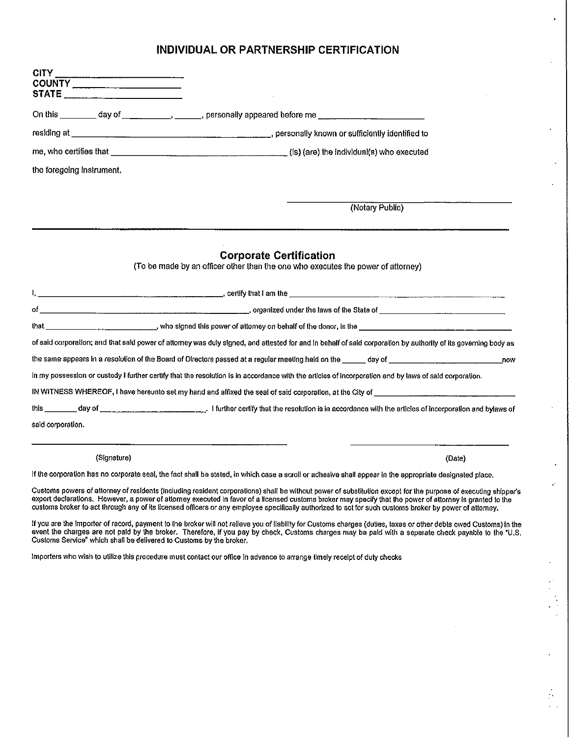# INDIVIDUAL OR PARTNERSHIP CERTIFICATION

CITY ______________________
COUNTY ____________________
STATE _____________________

On this ________ day of __________, ______, personally appeared before me ______________________

residing at ____________________________________________, personally known or sufficiently identified to

me, who certifies that ______________________________________ (is) (are) the individual(s) who executed

the foregoing instrument.

______________________________
(Notary Public)

---

## Corporate Certification

(To be made by an officer other than the one who executes the power of attorney)

I, ____________________________________________, certify that I am the ____________________________________________

of ____________________________________________________, organized under the laws of the State of ______________________________

that ______________________________, who signed this power of attorney on behalf of the donor, is the ____________________________________

of said corporation; and that said power of attorney was duly signed, and attested for and in behalf of said corporation by authority of its governing body as

the same appears in a resolution of the Board of Directors passed at a regular meeting held on the ______ day of ____________________________now

in my possession or custody I further certify that the resolution is in accordance with the articles of incorporation and by laws of said corporation.

IN WITNESS WHEREOF, I have hereunto set my hand and affixed the seal of said corporation, at the City of ______________________________

this ________ day of ________________________. I further certify that the resolution is in accordance with the articles of incorporation and bylaws of

said corporation.

______________________________ (Signature) ______________________________ (Date)

If the corporation has no corporate seal, the fact shall be stated, in which case a scroll or adhesive shall appear in the appropriate designated place.

Customs powers of attorney of residents (including resident corporations) shall be without power of substitution except for the purpose of executing shipper's export declarations. However, a power of attorney executed in favor of a licensed customs broker may specify that the power of attorney is granted to the customs broker to act through any of its licensed officers or any employee specifically authorized to act for such customs broker by power of attorney.

If you are the importer of record, payment to the broker will not relieve you of liability for Customs charges (duties, taxes or other debts owed Customs) in the event the charges are not paid by the broker. Therefore, if you pay by check, Customs charges may be paid with a separate check payable to the "U.S. Customs Service" which shall be delivered to Customs by the broker.

Importers who wish to utilize this procedure must contact our office in advance to arrange timely receipt of duty checks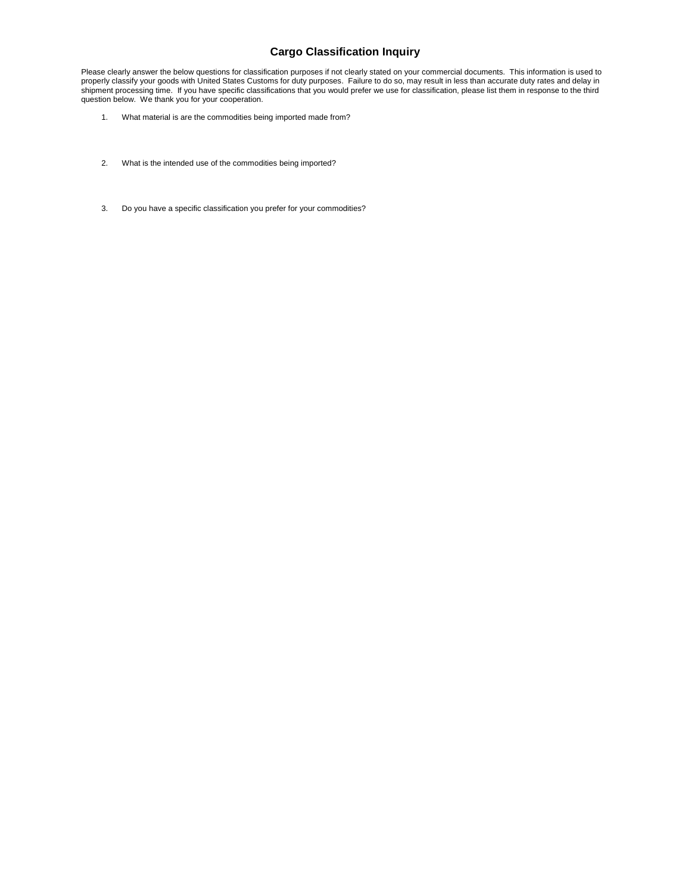# Cargo Classification Inquiry

Please clearly answer the below questions for classification purposes if not clearly stated on your commercial documents. This information is used to properly classify your goods with United States Customs for duty purposes. Failure to do so, may result in less than accurate duty rates and delay in shipment processing time. If you have specific classifications that you would prefer we use for classification, please list them in response to the third question below. We thank you for your cooperation.

1. What material is are the commodities being imported made from?

2. What is the intended use of the commodities being imported?

3. Do you have a specific classification you prefer for your commodities?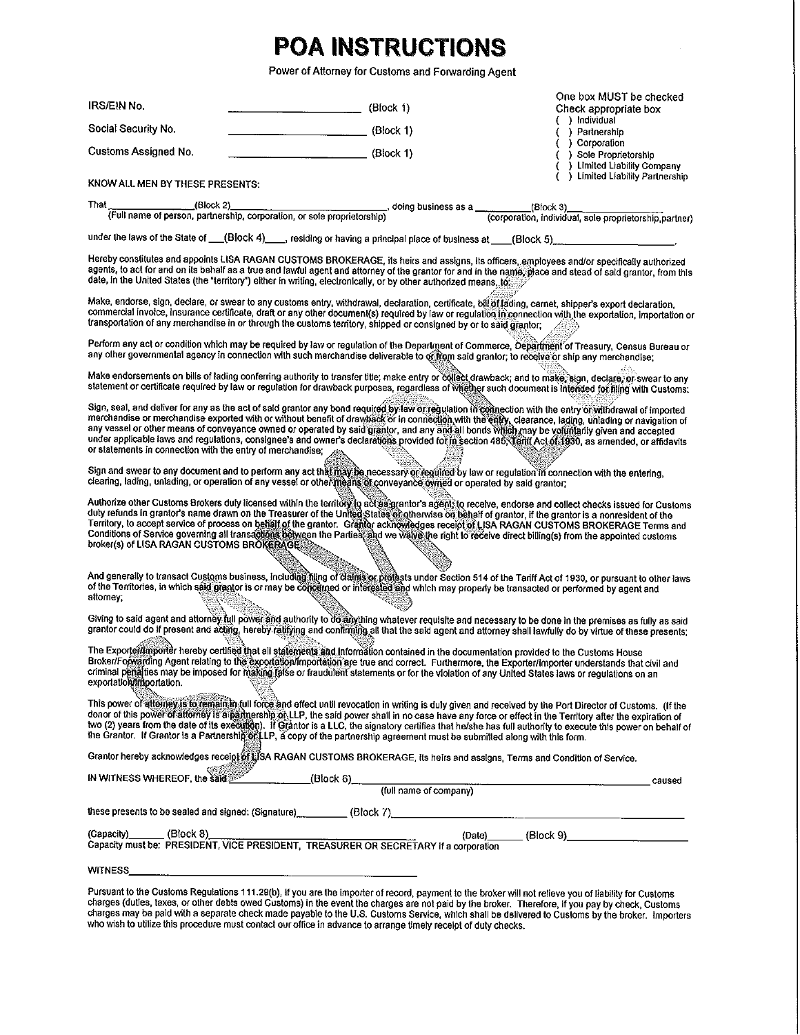# POA INSTRUCTIONS

Power of Attorney for Customs and Forwarding Agent

IRS/EIN No. ______________________ (Block 1)

Social Security No. ______________________ (Block 1)

Customs Assigned No. ______________________ (Block 1)

One box MUST be checked
Check appropriate box
( ) Individual
( ) Partnership
( ) Corporation
( ) Sole Proprietorship
( ) Limited Liability Company
( ) Limited Liability Partnership

KNOW ALL MEN BY THESE PRESENTS:

That ______________(Block 2)______________________________, doing business as a __________(Block 3)________________
(Full name of person, partnership, corporation, or sole proprietorship) (corporation, individual, sole proprietorship, partner)

under the laws of the State of ___(Block 4)____, residing or having a principal place of business at ____(Block 5)____________________.

Hereby constitutes and appoints LISA RAGAN CUSTOMS BROKERAGE, its heirs and assigns, its officers, employees and/or specifically authorized agents, to act for and on its behalf as a true and lawful agent and attorney of the grantor for and in the name, place and stead of said grantor, from this date, in the United States (the "territory") either in writing, electronically, or by other authorized means, to:

Make, endorse, sign, declare, or swear to any customs entry, withdrawal, declaration, certificate, bill of lading, carnet, shipper's export declaration, commercial invoice, insurance certificate, draft or any other document(s) required by law or regulation in connection with the exportation, importation or transportation of any merchandise in or through the customs territory, shipped or consigned by or to said grantor;

Perform any act or condition which may be required by law or regulation of the Department of Commerce, Department of Treasury, Census Bureau or any other governmental agency in connection with such merchandise deliverable to or from said grantor; to receive or ship any merchandise;

Make endorsements on bills of lading conferring authority to transfer title; make entry or collect drawback; and to make, sign, declare, or swear to any statement or certificate required by law or regulation for drawback purposes, regardless of whether such document is intended for filing with Customs:

Sign, seal, and deliver for any as the act of said grantor any bond required by law or regulation in connection with the entry or withdrawal of imported merchandise or merchandise exported with or without benefit of drawback or in connection with the entry, clearance, lading, unlading or navigation of any vessel or other means of conveyance owned or operated by said grantor, and any and all bonds which may be voluntarily given and accepted under applicable laws and regulations, consignee's and owner's declarations provided for in section 485, Tariff Act of 1930, as amended, or affidavits or statements in connection with the entry of merchandise;

Sign and swear to any document and to perform any act that may be necessary or required by law or regulation in connection with the entering, clearing, lading, unlading, or operation of any vessel or other means of conveyance owned or operated by said grantor;

Authorize other Customs Brokers duly licensed within the territory to act as grantor's agent; to receive, endorse and collect checks issued for Customs duty refunds in grantor's name drawn on the Treasurer of the United States or otherwise on behalf of grantor, if the grantor is a nonresident of the Territory, to accept service of process on behalf of the grantor. Grantor acknowledges receipt of LISA RAGAN CUSTOMS BROKERAGE Terms and Conditions of Service governing all transactions between the Parties; and we waive the right to receive direct billing(s) from the appointed customs broker(s) of LISA RAGAN CUSTOMS BROKERAGE.

And generally to transact Customs business, including filing of claims or protests under Section 514 of the Tariff Act of 1930, or pursuant to other laws of the Territories, in which said grantor is or may be concerned or interested and which may properly be transacted or performed by agent and attorney;

Giving to said agent and attorney full power and authority to do anything whatever requisite and necessary to be done in the premises as fully as said grantor could do if present and acting, hereby ratifying and confirming all that the said agent and attorney shall lawfully do by virtue of these presents;

The Exporter/Importer hereby certified that all statements and information contained in the documentation provided to the Customs House Broker/Forwarding Agent relating to the exportation/importation are true and correct. Furthermore, the Exporter/Importer understands that civil and criminal penalties may be imposed for making false or fraudulent statements or for the violation of any United States laws or regulations on an exportation/importation.

This power of attorney is to remain in full force and effect until revocation in writing is duly given and received by the Port Director of Customs. (If the donor of this power of attorney is a partnership or LLP, the said power shall in no case have any force or effect in the Territory after the expiration of two (2) years from the date of its execution). If Grantor is a LLC, the signatory certifies that he/she has full authority to execute this power on behalf of the Grantor. If Grantor is a Partnership or LLP, a copy of the partnership agreement must be submitted along with this form.

Grantor hereby acknowledges receipt of LISA RAGAN CUSTOMS BROKERAGE, its heirs and assigns, Terms and Condition of Service.

IN WITNESS WHEREOF, the said ______________(Block 6)__________________________________________ caused
(full name of company)

these presents to be sealed and signed: (Signature)_________ (Block 7)__________________________________________

(Capacity)______ (Block 8)______________________________ (Date)______ (Block 9)__________________
Capacity must be: PRESIDENT, VICE PRESIDENT, TREASURER OR SECRETARY if a corporation

WITNESS______________________________________________

Pursuant to the Customs Regulations 111.29(b), if you are the importer of record, payment to the broker will not relieve you of liability for Customs charges (duties, taxes, or other debts owed Customs) in the event the charges are not paid by the broker. Therefore, if you pay by check, Customs charges may be paid with a separate check made payable to the U.S. Customs Service, which shall be delivered to Customs by the broker. Importers who wish to utilize this procedure must contact our office in advance to arrange timely receipt of duty checks.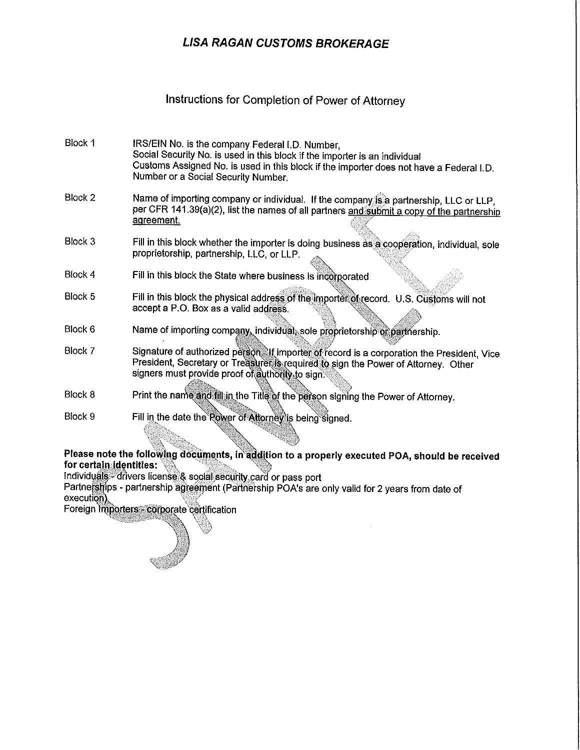# *LISA RAGAN CUSTOMS BROKERAGE*

## Instructions for Completion of Power of Attorney

| | |
|---|---|
| Block 1 | IRS/EIN No. is the company Federal I.D. Number, Social Security No. is used in this block if the importer is an individual Customs Assigned No. is used in this block if the importer does not have a Federal I.D. Number or a Social Security Number. |
| Block 2 | Name of importing company or individual. If the company is a partnership, LLC or LLP, per CFR 141.39(a)(2), list the names of all partners <u>and submit a copy of the partnership agreement.</u> |
| Block 3 | Fill in this block whether the importer is doing business as a cooperation, individual, sole proprietorship, partnership, LLC, or LLP. |
| Block 4 | Fill in this block the State where business is incorporated |
| Block 5 | Fill in this block the physical address of the importer of record. U.S. Customs will not accept a P.O. Box as a valid address. |
| Block 6 | Name of importing company, individual, sole proprietorship or partnership. |
| Block 7 | Signature of authorized person. If importer of record is a corporation the President, Vice President, Secretary or Treasurer is required to sign the Power of Attorney. Other signers must provide proof of authority to sign. |
| Block 8 | Print the name and fill in the Title of the person signing the Power of Attorney. |
| Block 9 | Fill in the date the Power of Attorney is being signed. |

**Please note the following documents, in addition to a properly executed POA, should be received for certain identities:**

Individuals - drivers license & social security card or pass port

Partnerships - partnership agreement (Partnership POA's are only valid for 2 years from date of execution)

Foreign Importers - corporate certification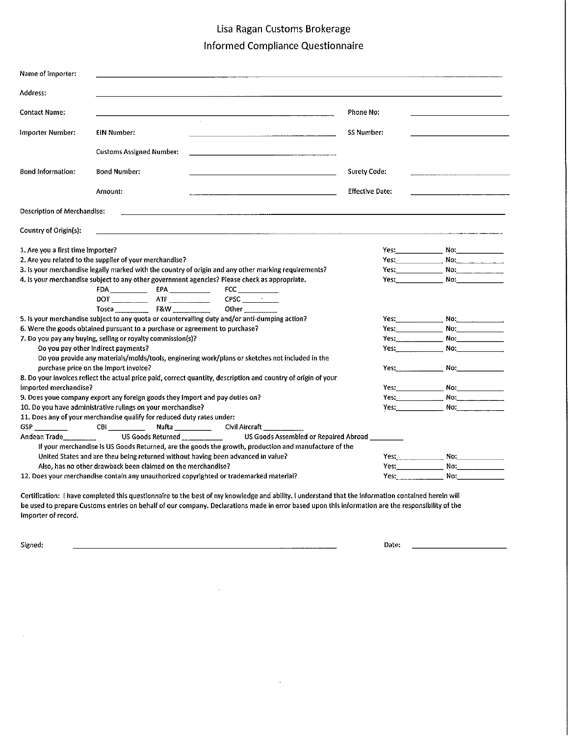# Lisa Ragan Customs Brokerage

## Informed Compliance Questionnaire

Name of Importer: ______________________________

Address: ______________________________

Contact Name: ______________________________ Phone No: ____________

Importer Number: EIN Number: ______________________________ SS Number: ____________

Customs Assigned Number: ______________________________

Bond Information: Bond Number: ______________________________ Surety Code: ____________

Amount: ______________________________ Effective Date: ____________

Description of Merchandise: ______________________________

Country of Origin(s): ______________________________

1. Are you a first time importer? Yes:________ No:________
2. Are you related to the supplier of your merchandise? Yes:________ No:________
3. Is your merchandise legally marked with the country of origin and any other marking requirements? Yes:________ No:________
4. Is your merchandise subject to any other government agencies? Please check as appropriate. Yes:________ No:________

   FDA ________ EPA ________ FCC ________
   DOT ________ ATF ________ CPSC ________
   Tosca ________ F&W ________ Other ________

5. Is your merchandise subject to any quota or countervailing duty and/or anti-dumping action? Yes:________ No:________
6. Were the goods obtained pursuant to a purchase or agreement to purchase? Yes:________ No:________
7. Do you pay any buying, selling or royalty commission(s)? Yes:________ No:________

   Do you pay other indirect payments? Yes:________ No:________

   Do you provide any materials/molds/tools, enginering work/plans or sketches not included in the purchase price on the import invoice? Yes:________ No:________

8. Do your invoices reflect the actual price paid, correct quantity, description and country of origin of your imported merchandise? Yes:________ No:________
9. Does youe company export any foreign goods they import and pay duties on? Yes:________ No:________
10. Do you have administrative rulings on your merchandise? Yes:________ No:________
11. Does any of your merchandise qualify for reduced duty rates under:

    GSP ________ CBI ________ Nafta ________ Civil Aircraft ________
    Andean Trade________ US Goods Returned ________ US Goods Assembled or Repaired Abroad ________

    If your merchandise is US Goods Returned, are the goods the growth, production and manufacture of the United States and are theu being returned without having been advanced in value? Yes:________ No:________

    Also, has no other drawback been claimed on the merchandise? Yes:________ No:________

12. Does your merchandise contain any unauthorized copyrighted or trademarked material? Yes:________ No:________

Certification: I have completed this questionnaire to the best of my knowledge and ability. I understand that the information contained herein will be used to prepare Customs entries on behalf of our company. Declarations made in error based upon this information are the responsibility of the importer of record.

Signed: ______________________________ Date: ____________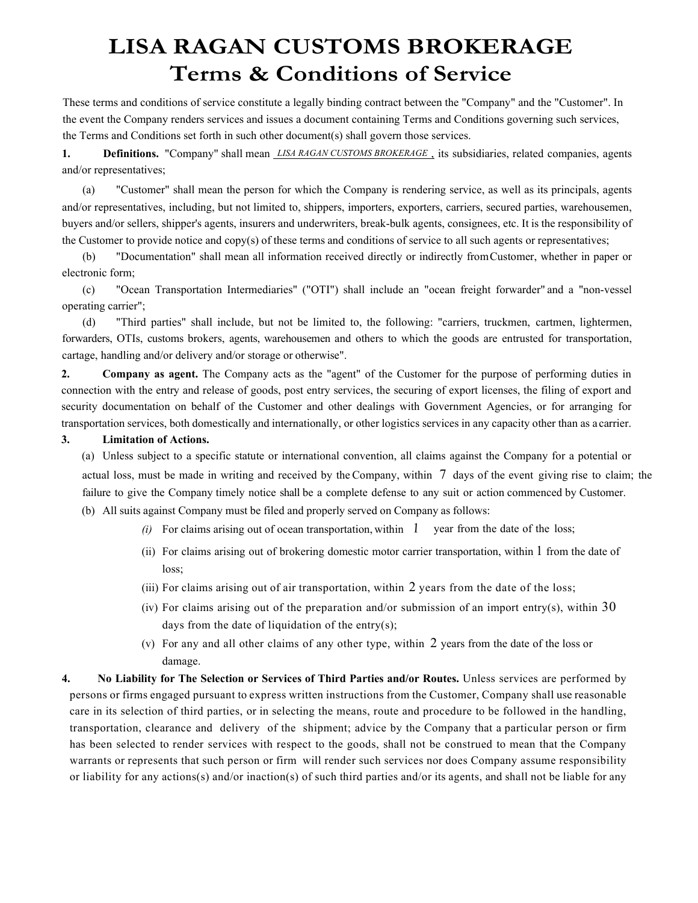# LISA RAGAN CUSTOMS BROKERAGE
## Terms & Conditions of Service

These terms and conditions of service constitute a legally binding contract between the "Company" and the "Customer". In the event the Company renders services and issues a document containing Terms and Conditions governing such services, the Terms and Conditions set forth in such other document(s) shall govern those services.

**1. Definitions.** "Company" shall mean _LISA RAGAN CUSTOMS BROKERAGE_, its subsidiaries, related companies, agents and/or representatives;

(a) "Customer" shall mean the person for which the Company is rendering service, as well as its principals, agents and/or representatives, including, but not limited to, shippers, importers, exporters, carriers, secured parties, warehousemen, buyers and/or sellers, shipper's agents, insurers and underwriters, break-bulk agents, consignees, etc. It is the responsibility of the Customer to provide notice and copy(s) of these terms and conditions of service to all such agents or representatives;

(b) "Documentation" shall mean all information received directly or indirectly from Customer, whether in paper or electronic form;

(c) "Ocean Transportation Intermediaries" ("OTI") shall include an "ocean freight forwarder" and a "non-vessel operating carrier";

(d) "Third parties" shall include, but not be limited to, the following: "carriers, truckmen, cartmen, lightermen, forwarders, OTIs, customs brokers, agents, warehousemen and others to which the goods are entrusted for transportation, cartage, handling and/or delivery and/or storage or otherwise".

**2. Company as agent.** The Company acts as the "agent" of the Customer for the purpose of performing duties in connection with the entry and release of goods, post entry services, the securing of export licenses, the filing of export and security documentation on behalf of the Customer and other dealings with Government Agencies, or for arranging for transportation services, both domestically and internationally, or other logistics services in any capacity other than as a carrier.

**3. Limitation of Actions.**

(a) Unless subject to a specific statute or international convention, all claims against the Company for a potential or actual loss, must be made in writing and received by the Company, within 7 days of the event giving rise to claim; the failure to give the Company timely notice shall be a complete defense to any suit or action commenced by Customer.

(b) All suits against Company must be filed and properly served on Company as follows:

- *(i)* For claims arising out of ocean transportation, within 1 year from the date of the loss;
- (ii) For claims arising out of brokering domestic motor carrier transportation, within 1 from the date of loss;
- (iii) For claims arising out of air transportation, within 2 years from the date of the loss;
- (iv) For claims arising out of the preparation and/or submission of an import entry(s), within 30 days from the date of liquidation of the entry(s);
- (v) For any and all other claims of any other type, within 2 years from the date of the loss or damage.

**4. No Liability for The Selection or Services of Third Parties and/or Routes.** Unless services are performed by persons or firms engaged pursuant to express written instructions from the Customer, Company shall use reasonable care in its selection of third parties, or in selecting the means, route and procedure to be followed in the handling, transportation, clearance and delivery of the shipment; advice by the Company that a particular person or firm has been selected to render services with respect to the goods, shall not be construed to mean that the Company warrants or represents that such person or firm will render such services nor does Company assume responsibility or liability for any actions(s) and/or inaction(s) of such third parties and/or its agents, and shall not be liable for any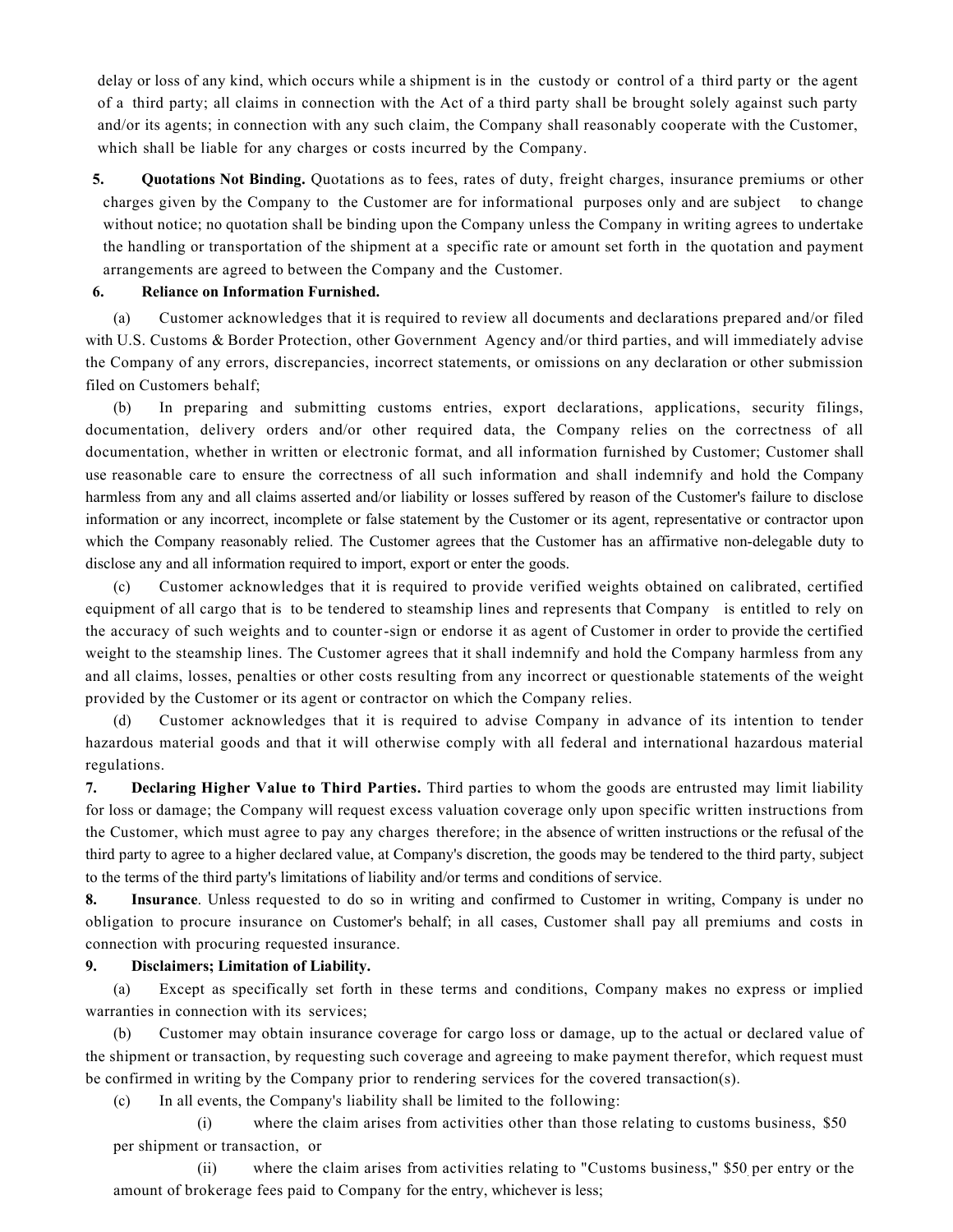delay or loss of any kind, which occurs while a shipment is in the custody or control of a third party or the agent of a third party; all claims in connection with the Act of a third party shall be brought solely against such party and/or its agents; in connection with any such claim, the Company shall reasonably cooperate with the Customer, which shall be liable for any charges or costs incurred by the Company.

**5. Quotations Not Binding.** Quotations as to fees, rates of duty, freight charges, insurance premiums or other charges given by the Company to the Customer are for informational purposes only and are subject to change without notice; no quotation shall be binding upon the Company unless the Company in writing agrees to undertake the handling or transportation of the shipment at a specific rate or amount set forth in the quotation and payment arrangements are agreed to between the Company and the Customer.

**6. Reliance on Information Furnished.**

(a) Customer acknowledges that it is required to review all documents and declarations prepared and/or filed with U.S. Customs & Border Protection, other Government Agency and/or third parties, and will immediately advise the Company of any errors, discrepancies, incorrect statements, or omissions on any declaration or other submission filed on Customers behalf;

(b) In preparing and submitting customs entries, export declarations, applications, security filings, documentation, delivery orders and/or other required data, the Company relies on the correctness of all documentation, whether in written or electronic format, and all information furnished by Customer; Customer shall use reasonable care to ensure the correctness of all such information and shall indemnify and hold the Company harmless from any and all claims asserted and/or liability or losses suffered by reason of the Customer's failure to disclose information or any incorrect, incomplete or false statement by the Customer or its agent, representative or contractor upon which the Company reasonably relied. The Customer agrees that the Customer has an affirmative non-delegable duty to disclose any and all information required to import, export or enter the goods.

(c) Customer acknowledges that it is required to provide verified weights obtained on calibrated, certified equipment of all cargo that is to be tendered to steamship lines and represents that Company is entitled to rely on the accuracy of such weights and to counter-sign or endorse it as agent of Customer in order to provide the certified weight to the steamship lines. The Customer agrees that it shall indemnify and hold the Company harmless from any and all claims, losses, penalties or other costs resulting from any incorrect or questionable statements of the weight provided by the Customer or its agent or contractor on which the Company relies.

(d) Customer acknowledges that it is required to advise Company in advance of its intention to tender hazardous material goods and that it will otherwise comply with all federal and international hazardous material regulations.

**7. Declaring Higher Value to Third Parties.** Third parties to whom the goods are entrusted may limit liability for loss or damage; the Company will request excess valuation coverage only upon specific written instructions from the Customer, which must agree to pay any charges therefore; in the absence of written instructions or the refusal of the third party to agree to a higher declared value, at Company's discretion, the goods may be tendered to the third party, subject to the terms of the third party's limitations of liability and/or terms and conditions of service.

**8. Insurance**. Unless requested to do so in writing and confirmed to Customer in writing, Company is under no obligation to procure insurance on Customer's behalf; in all cases, Customer shall pay all premiums and costs in connection with procuring requested insurance.

**9. Disclaimers; Limitation of Liability.**

(a) Except as specifically set forth in these terms and conditions, Company makes no express or implied warranties in connection with its services;

(b) Customer may obtain insurance coverage for cargo loss or damage, up to the actual or declared value of the shipment or transaction, by requesting such coverage and agreeing to make payment therefor, which request must be confirmed in writing by the Company prior to rendering services for the covered transaction(s).

(c) In all events, the Company's liability shall be limited to the following:

(i) where the claim arises from activities other than those relating to customs business, $50 per shipment or transaction, or

(ii) where the claim arises from activities relating to "Customs business," $50 per entry or the amount of brokerage fees paid to Company for the entry, whichever is less;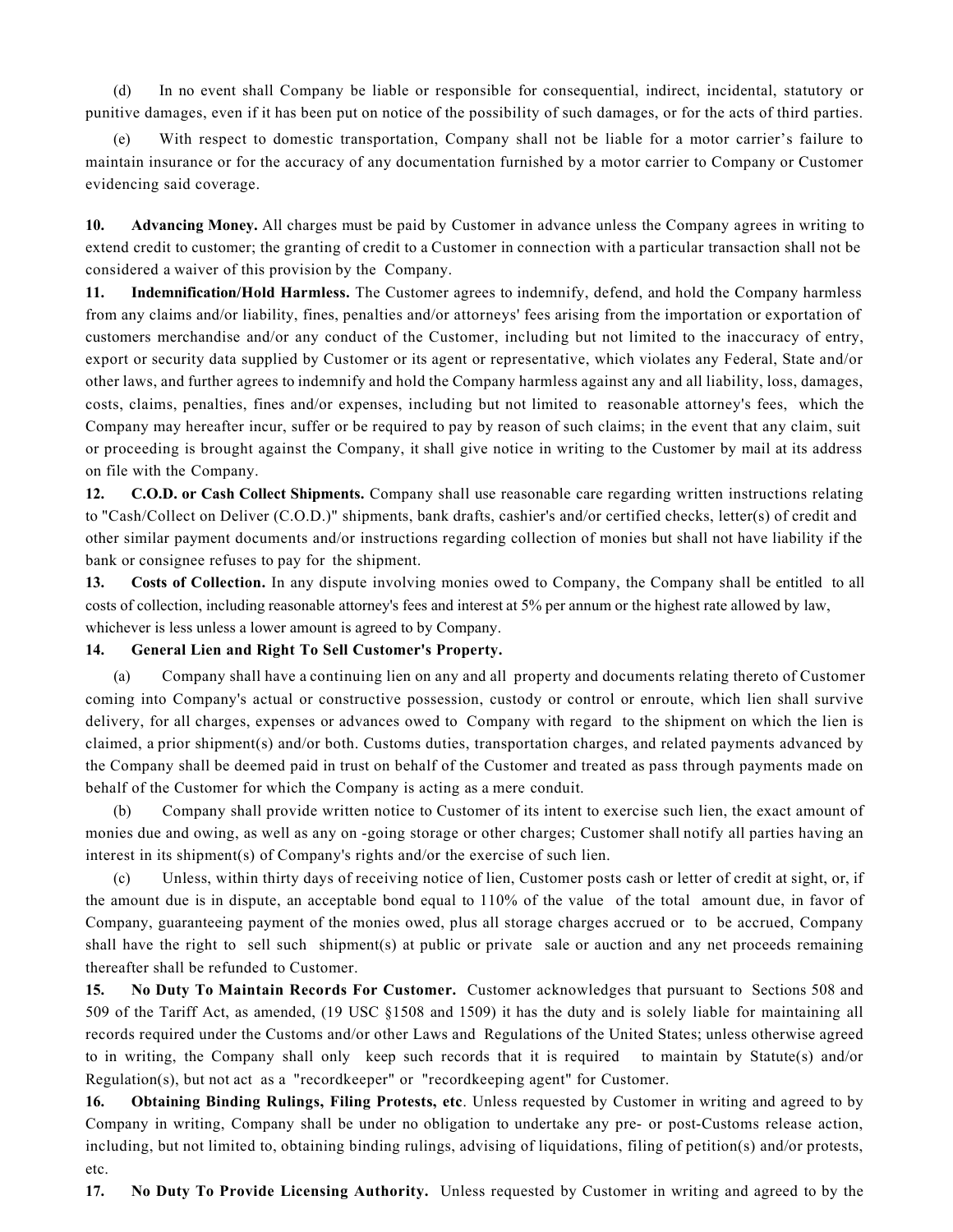(d) In no event shall Company be liable or responsible for consequential, indirect, incidental, statutory or punitive damages, even if it has been put on notice of the possibility of such damages, or for the acts of third parties.

(e) With respect to domestic transportation, Company shall not be liable for a motor carrier's failure to maintain insurance or for the accuracy of any documentation furnished by a motor carrier to Company or Customer evidencing said coverage.

**10. Advancing Money.** All charges must be paid by Customer in advance unless the Company agrees in writing to extend credit to customer; the granting of credit to a Customer in connection with a particular transaction shall not be considered a waiver of this provision by the Company.

**11. Indemnification/Hold Harmless.** The Customer agrees to indemnify, defend, and hold the Company harmless from any claims and/or liability, fines, penalties and/or attorneys' fees arising from the importation or exportation of customers merchandise and/or any conduct of the Customer, including but not limited to the inaccuracy of entry, export or security data supplied by Customer or its agent or representative, which violates any Federal, State and/or other laws, and further agrees to indemnify and hold the Company harmless against any and all liability, loss, damages, costs, claims, penalties, fines and/or expenses, including but not limited to reasonable attorney's fees, which the Company may hereafter incur, suffer or be required to pay by reason of such claims; in the event that any claim, suit or proceeding is brought against the Company, it shall give notice in writing to the Customer by mail at its address on file with the Company.

**12. C.O.D. or Cash Collect Shipments.** Company shall use reasonable care regarding written instructions relating to "Cash/Collect on Deliver (C.O.D.)" shipments, bank drafts, cashier's and/or certified checks, letter(s) of credit and other similar payment documents and/or instructions regarding collection of monies but shall not have liability if the bank or consignee refuses to pay for the shipment.

**13. Costs of Collection.** In any dispute involving monies owed to Company, the Company shall be entitled to all costs of collection, including reasonable attorney's fees and interest at 5% per annum or the highest rate allowed by law, whichever is less unless a lower amount is agreed to by Company.

**14. General Lien and Right To Sell Customer's Property.**

(a) Company shall have a continuing lien on any and all property and documents relating thereto of Customer coming into Company's actual or constructive possession, custody or control or enroute, which lien shall survive delivery, for all charges, expenses or advances owed to Company with regard to the shipment on which the lien is claimed, a prior shipment(s) and/or both. Customs duties, transportation charges, and related payments advanced by the Company shall be deemed paid in trust on behalf of the Customer and treated as pass through payments made on behalf of the Customer for which the Company is acting as a mere conduit.

(b) Company shall provide written notice to Customer of its intent to exercise such lien, the exact amount of monies due and owing, as well as any on -going storage or other charges; Customer shall notify all parties having an interest in its shipment(s) of Company's rights and/or the exercise of such lien.

(c) Unless, within thirty days of receiving notice of lien, Customer posts cash or letter of credit at sight, or, if the amount due is in dispute, an acceptable bond equal to 110% of the value of the total amount due, in favor of Company, guaranteeing payment of the monies owed, plus all storage charges accrued or to be accrued, Company shall have the right to sell such shipment(s) at public or private sale or auction and any net proceeds remaining thereafter shall be refunded to Customer.

**15. No Duty To Maintain Records For Customer.** Customer acknowledges that pursuant to Sections 508 and 509 of the Tariff Act, as amended, (19 USC §1508 and 1509) it has the duty and is solely liable for maintaining all records required under the Customs and/or other Laws and Regulations of the United States; unless otherwise agreed to in writing, the Company shall only keep such records that it is required to maintain by Statute(s) and/or Regulation(s), but not act as a "recordkeeper" or "recordkeeping agent" for Customer.

**16. Obtaining Binding Rulings, Filing Protests, etc**. Unless requested by Customer in writing and agreed to by Company in writing, Company shall be under no obligation to undertake any pre- or post-Customs release action, including, but not limited to, obtaining binding rulings, advising of liquidations, filing of petition(s) and/or protests, etc.

**17. No Duty To Provide Licensing Authority.** Unless requested by Customer in writing and agreed to by the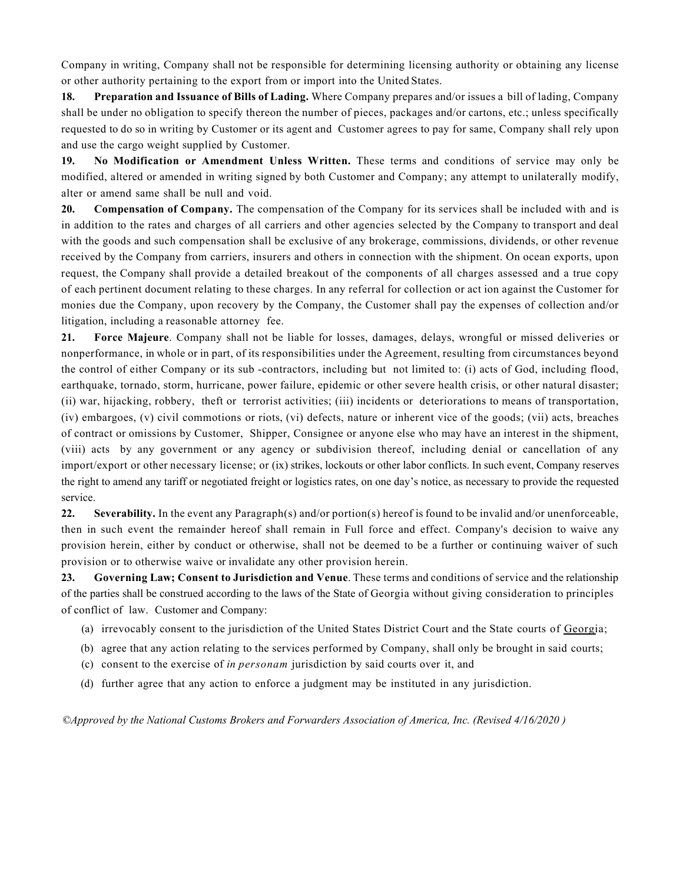Company in writing, Company shall not be responsible for determining licensing authority or obtaining any license or other authority pertaining to the export from or import into the United States.

**18. Preparation and Issuance of Bills of Lading.** Where Company prepares and/or issues a bill of lading, Company shall be under no obligation to specify thereon the number of pieces, packages and/or cartons, etc.; unless specifically requested to do so in writing by Customer or its agent and Customer agrees to pay for same, Company shall rely upon and use the cargo weight supplied by Customer.

**19. No Modification or Amendment Unless Written.** These terms and conditions of service may only be modified, altered or amended in writing signed by both Customer and Company; any attempt to unilaterally modify, alter or amend same shall be null and void.

**20. Compensation of Company.** The compensation of the Company for its services shall be included with and is in addition to the rates and charges of all carriers and other agencies selected by the Company to transport and deal with the goods and such compensation shall be exclusive of any brokerage, commissions, dividends, or other revenue received by the Company from carriers, insurers and others in connection with the shipment. On ocean exports, upon request, the Company shall provide a detailed breakout of the components of all charges assessed and a true copy of each pertinent document relating to these charges. In any referral for collection or act ion against the Customer for monies due the Company, upon recovery by the Company, the Customer shall pay the expenses of collection and/or litigation, including a reasonable attorney fee.

**21. Force Majeure**. Company shall not be liable for losses, damages, delays, wrongful or missed deliveries or nonperformance, in whole or in part, of its responsibilities under the Agreement, resulting from circumstances beyond the control of either Company or its sub -contractors, including but not limited to: (i) acts of God, including flood, earthquake, tornado, storm, hurricane, power failure, epidemic or other severe health crisis, or other natural disaster; (ii) war, hijacking, robbery, theft or terrorist activities; (iii) incidents or deteriorations to means of transportation, (iv) embargoes, (v) civil commotions or riots, (vi) defects, nature or inherent vice of the goods; (vii) acts, breaches of contract or omissions by Customer, Shipper, Consignee or anyone else who may have an interest in the shipment, (viii) acts by any government or any agency or subdivision thereof, including denial or cancellation of any import/export or other necessary license; or (ix) strikes, lockouts or other labor conflicts. In such event, Company reserves the right to amend any tariff or negotiated freight or logistics rates, on one day's notice, as necessary to provide the requested service.

**22. Severability.** In the event any Paragraph(s) and/or portion(s) hereof is found to be invalid and/or unenforceable, then in such event the remainder hereof shall remain in Full force and effect. Company's decision to waive any provision herein, either by conduct or otherwise, shall not be deemed to be a further or continuing waiver of such provision or to otherwise waive or invalidate any other provision herein.

**23. Governing Law; Consent to Jurisdiction and Venue**. These terms and conditions of service and the relationship of the parties shall be construed according to the laws of the State of Georgia without giving consideration to principles of conflict of law. Customer and Company:

(a) irrevocably consent to the jurisdiction of the United States District Court and the State courts of Georgia;

(b) agree that any action relating to the services performed by Company, shall only be brought in said courts;

(c) consent to the exercise of *in personam* jurisdiction by said courts over it, and

(d) further agree that any action to enforce a judgment may be instituted in any jurisdiction.

*©Approved by the National Customs Brokers and Forwarders Association of America, Inc. (Revised 4/16/2020 )*